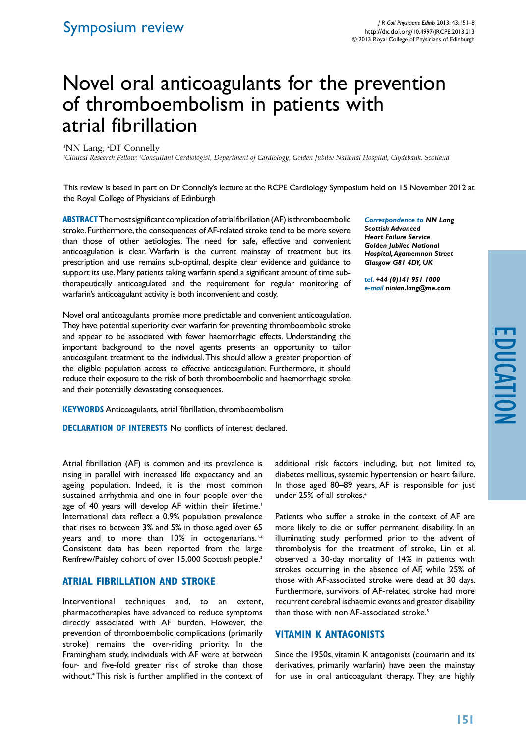Symposium review

# Novel oral anticoagulants for the prevention of thromboembolism in patients with atrial fibrillation

[1]NN Lang, [2]DT Connelly

[1]*Clinical Research Fellow;* [2]*Consultant Cardiologist, Department of Cardiology, Golden Jubilee National Hospital, Clydebank, Scotland*

This review is based in part on Dr Connelly's lecture at the RCPE Cardiology Symposium held on 15 November 2012 at the Royal College of Physicians of Edinburgh

**ABSTRACT** The most significant complication of atrial fibrillation (AF) is thromboembolic stroke. Furthermore, the consequences of AF-related stroke tend to be more severe than those of other aetiologies. The need for safe, effective and convenient anticoagulation is clear. Warfarin is the current mainstay of treatment but its prescription and use remains sub-optimal, despite clear evidence and guidance to support its use. Many patients taking warfarin spend a significant amount of time sub-therapeutically anticoagulated and the requirement for regular monitoring of warfarin's anticoagulant activity is both inconvenient and costly.

Novel oral anticoagulants promise more predictable and convenient anticoagulation. They have potential superiority over warfarin for preventing thromboembolic stroke and appear to be associated with fewer haemorrhagic effects. Understanding the important background to the novel agents presents an opportunity to tailor anticoagulant treatment to the individual. This should allow a greater proportion of the eligible population access to effective anticoagulation. Furthermore, it should reduce their exposure to the risk of both thromboembolic and haemorrhagic stroke and their potentially devastating consequences.

***Correspondence to*** ***NN Lang Scottish Advanced Heart Failure Service Golden Jubilee National Hospital, Agamemnon Street Glasgow G81 4DY, UK***

***tel.*** ***+44 (0)141 951 1000***
***e-mail*** ***ninian.lang@me.com***

**KEYWORDS** Anticoagulants, atrial fibrillation, thromboembolism

**DECLARATION OF INTERESTS** No conflicts of interest declared.

Atrial fibrillation (AF) is common and its prevalence is rising in parallel with increased life expectancy and an ageing population. Indeed, it is the most common sustained arrhythmia and one in four people over the age of 40 years will develop AF within their lifetime.[1] International data reflect a 0.9% population prevalence that rises to between 3% and 5% in those aged over 65 years and to more than 10% in octogenarians.[1,2] Consistent data has been reported from the large Renfrew/Paisley cohort of over 15,000 Scottish people.[3]

## ATRIAL FIBRILLATION AND STROKE

Interventional techniques and, to an extent, pharmacotherapies have advanced to reduce symptoms directly associated with AF burden. However, the prevention of thromboembolic complications (primarily stroke) remains the over-riding priority. In the Framingham study, individuals with AF were at between four- and five-fold greater risk of stroke than those without.[4] This risk is further amplified in the context of additional risk factors including, but not limited to, diabetes mellitus, systemic hypertension or heart failure. In those aged 80–89 years, AF is responsible for just under 25% of all strokes.[4]

Patients who suffer a stroke in the context of AF are more likely to die or suffer permanent disability. In an illuminating study performed prior to the advent of thrombolysis for the treatment of stroke, Lin et al. observed a 30-day mortality of 14% in patients with strokes occurring in the absence of AF, while 25% of those with AF-associated stroke were dead at 30 days. Furthermore, survivors of AF-related stroke had more recurrent cerebral ischaemic events and greater disability than those with non AF-associated stroke.[5]

## VITAMIN K ANTAGONISTS

Since the 1950s, vitamin K antagonists (coumarin and its derivatives, primarily warfarin) have been the mainstay for use in oral anticoagulant therapy. They are highly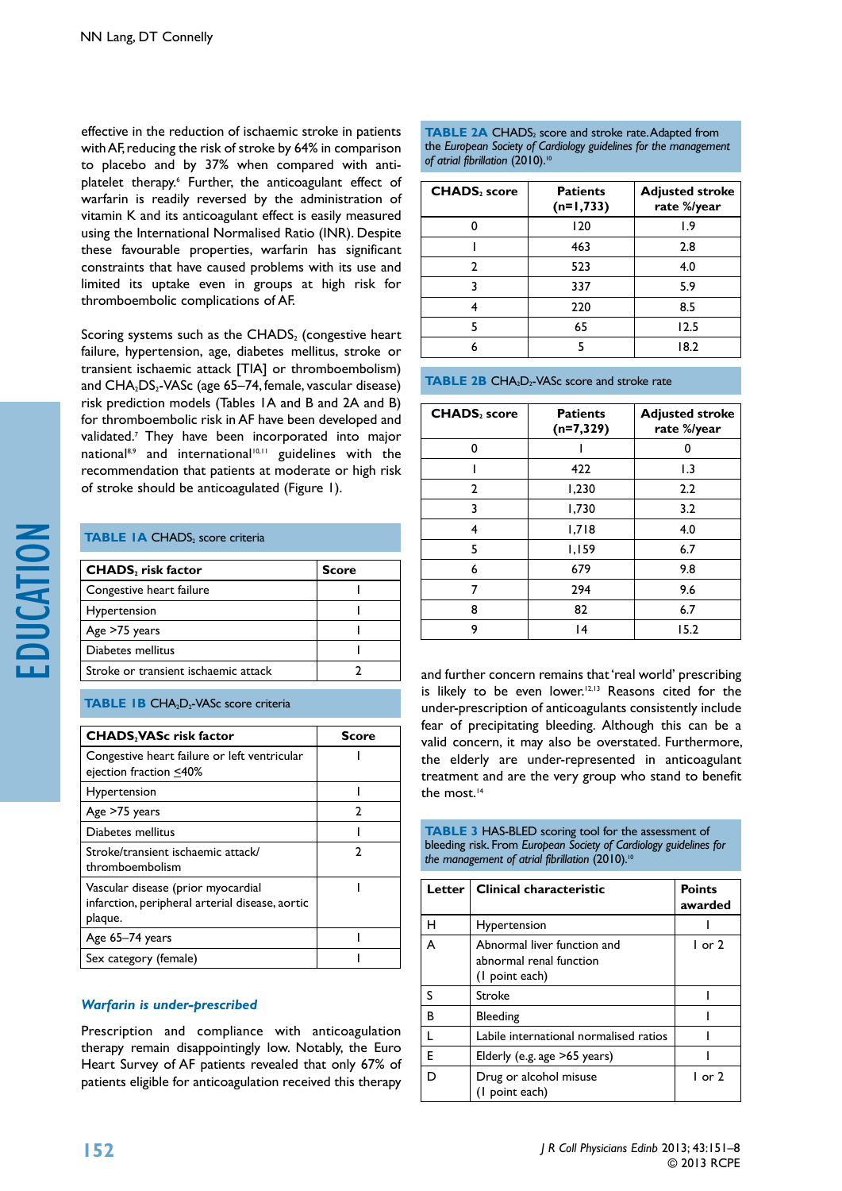effective in the reduction of ischaemic stroke in patients with AF, reducing the risk of stroke by 64% in comparison to placebo and by 37% when compared with anti-platelet therapy.[6] Further, the anticoagulant effect of warfarin is readily reversed by the administration of vitamin K and its anticoagulant effect is easily measured using the International Normalised Ratio (INR). Despite these favourable properties, warfarin has significant constraints that have caused problems with its use and limited its uptake even in groups at high risk for thromboembolic complications of AF.

Scoring systems such as the $CHADS_2$ (congestive heart failure, hypertension, age, diabetes mellitus, stroke or transient ischaemic attack [TIA] or thromboembolism) and $CHA_2DS_2$-VASc (age 65–74, female, vascular disease) risk prediction models (Tables 1A and B and 2A and B) for thromboembolic risk in AF have been developed and validated.[7] They have been incorporated into major national[8,9] and international[10,11] guidelines with the recommendation that patients at moderate or high risk of stroke should be anticoagulated (Figure 1).

**TABLE 1A** $CHADS_2$ score criteria

| $CHADS_2$ risk factor | Score |
|---|---|
| Congestive heart failure | 1 |
| Hypertension | 1 |
| Age >75 years | 1 |
| Diabetes mellitus | 1 |
| Stroke or transient ischaemic attack | 2 |

**TABLE 1B** $CHA_2D_2$-VASc score criteria

| $CHA_2DS_2VASc$ risk factor | Score |
|---|---|
| Congestive heart failure or left ventricular ejection fraction ≤40% | 1 |
| Hypertension | 1 |
| Age >75 years | 2 |
| Diabetes mellitus | 1 |
| Stroke/transient ischaemic attack/ thromboembolism | 2 |
| Vascular disease (prior myocardial infarction, peripheral arterial disease, aortic plaque. | 1 |
| Age 65–74 years | 1 |
| Sex category (female) | 1 |

### *Warfarin is under-prescribed*

Prescription and compliance with anticoagulation therapy remain disappointingly low. Notably, the Euro Heart Survey of AF patients revealed that only 67% of patients eligible for anticoagulation received this therapy and further concern remains that 'real world' prescribing is likely to be even lower.[12,13] Reasons cited for the under-prescription of anticoagulants consistently include fear of precipitating bleeding. Although this can be a valid concern, it may also be overstated. Furthermore, the elderly are under-represented in anticoagulant treatment and are the very group who stand to benefit the most.[14]

**TABLE 2A** $CHADS_2$ score and stroke rate. Adapted from the *European Society of Cardiology guidelines for the management of atrial fibrillation* (2010).[10]

| $CHADS_2$ score | Patients (n=1,733) | Adjusted stroke rate %/year |
|---|---|---|
| 0 | 120 | 1.9 |
| 1 | 463 | 2.8 |
| 2 | 523 | 4.0 |
| 3 | 337 | 5.9 |
| 4 | 220 | 8.5 |
| 5 | 65 | 12.5 |
| 6 | 5 | 18.2 |

**TABLE 2B** $CHA_2D_2$-VASc score and stroke rate

| $CHADS_2$ score | Patients (n=7,329) | Adjusted stroke rate %/year |
|---|---|---|
| 0 | 1 | 0 |
| 1 | 422 | 1.3 |
| 2 | 1,230 | 2.2 |
| 3 | 1,730 | 3.2 |
| 4 | 1,718 | 4.0 |
| 5 | 1,159 | 6.7 |
| 6 | 679 | 9.8 |
| 7 | 294 | 9.6 |
| 8 | 82 | 6.7 |
| 9 | 14 | 15.2 |

**TABLE 3** HAS-BLED scoring tool for the assessment of bleeding risk. From *European Society of Cardiology guidelines for the management of atrial fibrillation* (2010).[10]

| Letter | Clinical characteristic | Points awarded |
|---|---|---|
| H | Hypertension | 1 |
| A | Abnormal liver function and abnormal renal function (1 point each) | 1 or 2 |
| S | Stroke | 1 |
| B | Bleeding | 1 |
| L | Labile international normalised ratios | 1 |
| E | Elderly (e.g. age >65 years) | 1 |
| D | Drug or alcohol misuse (1 point each) | 1 or 2 |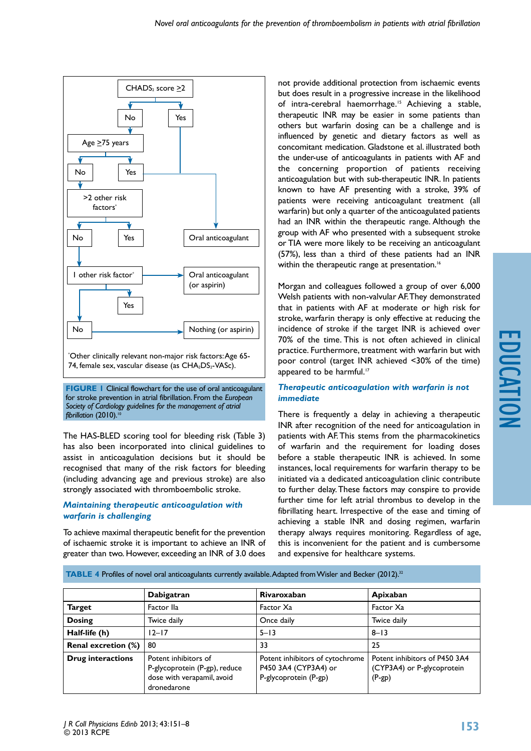CHADS$_2$ score ≥2

- No → Age ≥75 years
  - No → >2 other risk factors*
    - No → 1 other risk factor*
      - No → Nothing (or aspirin)
      - Yes → Oral anticoagulant (or aspirin)
    - Yes → Oral anticoagulant
  - Yes → Oral anticoagulant
- Yes → Oral anticoagulant

*Other clinically relevant non-major risk factors: Age 65–74, female sex, vascular disease (as CHA$_2$DS$_2$-VASc).

**FIGURE 1** Clinical flowchart for the use of oral anticoagulant for stroke prevention in atrial fibrillation. From the *European Society of Cardiology guidelines for the management of atrial fibrillation* (2010).[10]

The HAS-BLED scoring tool for bleeding risk (Table 3) has also been incorporated into clinical guidelines to assist in anticoagulation decisions but it should be recognised that many of the risk factors for bleeding (including advancing age and previous stroke) are also strongly associated with thromboembolic stroke.

### *Maintaining therapeutic anticoagulation with warfarin is challenging*

To achieve maximal therapeutic benefit for the prevention of ischaemic stroke it is important to achieve an INR of greater than two. However, exceeding an INR of 3.0 does not provide additional protection from ischaemic events but does result in a progressive increase in the likelihood of intra-cerebral haemorrhage.[15] Achieving a stable, therapeutic INR may be easier in some patients than others but warfarin dosing can be a challenge and is influenced by genetic and dietary factors as well as concomitant medication. Gladstone et al. illustrated both the under-use of anticoagulants in patients with AF and the concerning proportion of patients receiving anticoagulation but with sub-therapeutic INR. In patients known to have AF presenting with a stroke, 39% of patients were receiving anticoagulant treatment (all warfarin) but only a quarter of the anticoagulated patients had an INR within the therapeutic range. Although the group with AF who presented with a subsequent stroke or TIA were more likely to be receiving an anticoagulant (57%), less than a third of these patients had an INR within the therapeutic range at presentation.[16]

Morgan and colleagues followed a group of over 6,000 Welsh patients with non-valvular AF. They demonstrated that in patients with AF at moderate or high risk for stroke, warfarin therapy is only effective at reducing the incidence of stroke if the target INR is achieved over 70% of the time. This is not often achieved in clinical practice. Furthermore, treatment with warfarin but with poor control (target INR achieved <30% of the time) appeared to be harmful.[17]

### *Therapeutic anticoagulation with warfarin is not immediate*

There is frequently a delay in achieving a therapeutic INR after recognition of the need for anticoagulation in patients with AF. This stems from the pharmacokinetics of warfarin and the requirement for loading doses before a stable therapeutic INR is achieved. In some instances, local requirements for warfarin therapy to be initiated via a dedicated anticoagulation clinic contribute to further delay. These factors may conspire to provide further time for left atrial thrombus to develop in the fibrillating heart. Irrespective of the ease and timing of achieving a stable INR and dosing regimen, warfarin therapy always requires monitoring. Regardless of age, this is inconvenient for the patient and is cumbersome and expensive for healthcare systems.

**TABLE 4** Profiles of novel oral anticoagulants currently available. Adapted from Wisler and Becker (2012).[32]

| | Dabigatran | Rivaroxaban | Apixaban |
|---|---|---|---|
| **Target** | Factor IIa | Factor Xa | Factor Xa |
| **Dosing** | Twice daily | Once daily | Twice daily |
| **Half-life (h)** | 12–17 | 5–13 | 8–13 |
| **Renal excretion (%)** | 80 | 33 | 25 |
| **Drug interactions** | Potent inhibitors of P-glycoprotein (P-gp), reduce dose with verapamil, avoid dronedarone | Potent inhibitors of cytochrome P450 3A4 (CYP3A4) or P-glycoprotein (P-gp) | Potent inhibitors of P450 3A4 (CYP3A4) or P-glycoprotein (P-gp) |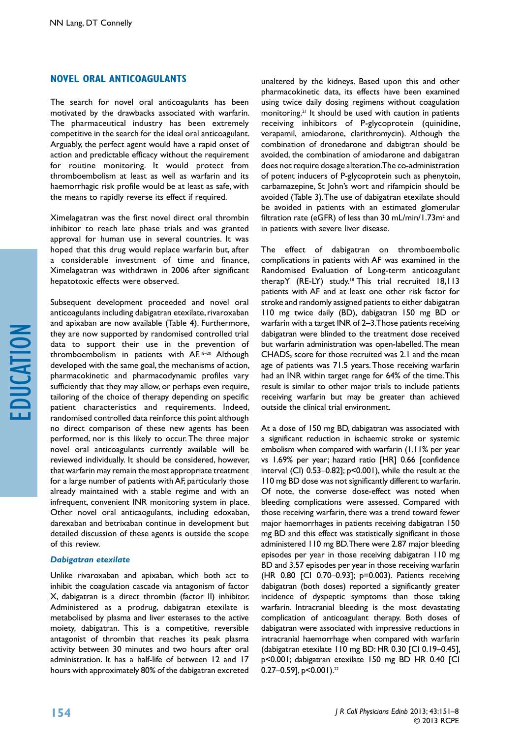## NOVEL ORAL ANTICOAGULANTS

The search for novel oral anticoagulants has been motivated by the drawbacks associated with warfarin. The pharmaceutical industry has been extremely competitive in the search for the ideal oral anticoagulant. Arguably, the perfect agent would have a rapid onset of action and predictable efficacy without the requirement for routine monitoring. It would protect from thromboembolism at least as well as warfarin and its haemorrhagic risk profile would be at least as safe, with the means to rapidly reverse its effect if required.

Ximelagatran was the first novel direct oral thrombin inhibitor to reach late phase trials and was granted approval for human use in several countries. It was hoped that this drug would replace warfarin but, after a considerable investment of time and finance, Ximelagatran was withdrawn in 2006 after significant hepatotoxic effects were observed.

Subsequent development proceeded and novel oral anticoagulants including dabigatran etexilate, rivaroxaban and apixaban are now available (Table 4). Furthermore, they are now supported by randomised controlled trial data to support their use in the prevention of thromboembolism in patients with AF.[18–20] Although developed with the same goal, the mechanisms of action, pharmacokinetic and pharmacodynamic profiles vary sufficiently that they may allow, or perhaps even require, tailoring of the choice of therapy depending on specific patient characteristics and requirements. Indeed, randomised controlled data reinforce this point although no direct comparison of these new agents has been performed, nor is this likely to occur. The three major novel oral anticoagulants currently available will be reviewed individually. It should be considered, however, that warfarin may remain the most appropriate treatment for a large number of patients with AF, particularly those already maintained with a stable regime and with an infrequent, convenient INR monitoring system in place. Other novel oral anticoagulants, including edoxaban, darexaban and betrixaban continue in development but detailed discussion of these agents is outside the scope of this review.

### *Dabigatran etexilate*

Unlike rivaroxaban and apixaban, which both act to inhibit the coagulation cascade via antagonism of factor X, dabigatran is a direct thrombin (factor II) inhibitor. Administered as a prodrug, dabigatran etexilate is metabolised by plasma and liver esterases to the active moiety, dabigatran. This is a competitive, reversible antagonist of thrombin that reaches its peak plasma activity between 30 minutes and two hours after oral administration. It has a half-life of between 12 and 17 hours with approximately 80% of the dabigatran excreted unaltered by the kidneys. Based upon this and other pharmacokinetic data, its effects have been examined using twice daily dosing regimens without coagulation monitoring.[21] It should be used with caution in patients receiving inhibitors of P-glycoprotein (quinidine, verapamil, amiodarone, clarithromycin). Although the combination of dronedarone and dabigtran should be avoided, the combination of amiodarone and dabigatran does not require dosage alteration. The co-administration of potent inducers of P-glycoprotein such as phenytoin, carbamazepine, St John's wort and rifampicin should be avoided (Table 3). The use of dabigatran etexilate should be avoided in patients with an estimated glomerular filtration rate (eGFR) of less than 30 mL/min/1.73m$^2$ and in patients with severe liver disease.

The effect of dabigatran on thromboembolic complications in patients with AF was examined in the Randomised Evaluation of Long-term anticoagulant therapY (RE-LY) study.[18] This trial recruited 18,113 patients with AF and at least one other risk factor for stroke and randomly assigned patients to either dabigatran 110 mg twice daily (BD), dabigatran 150 mg BD or warfarin with a target INR of 2–3. Those patients receiving dabigatran were blinded to the treatment dose received but warfarin administration was open-labelled. The mean $CHADS_2$ score for those recruited was 2.1 and the mean age of patients was 71.5 years. Those receiving warfarin had an INR within target range for 64% of the time. This result is similar to other major trials to include patients receiving warfarin but may be greater than achieved outside the clinical trial environment.

At a dose of 150 mg BD, dabigatran was associated with a significant reduction in ischaemic stroke or systemic embolism when compared with warfarin (1.11% per year vs 1.69% per year; hazard ratio [HR] 0.66 [confidence interval (CI) 0.53–0.82]; p<0.001), while the result at the 110 mg BD dose was not significantly different to warfarin. Of note, the converse dose-effect was noted when bleeding complications were assessed. Compared with those receiving warfarin, there was a trend toward fewer major haemorrhages in patients receiving dabigatran 150 mg BD and this effect was statistically significant in those administered 110 mg BD. There were 2.87 major bleeding episodes per year in those receiving dabigatran 110 mg BD and 3.57 episodes per year in those receiving warfarin (HR 0.80 [CI 0.70–0.93]; p=0.003). Patients receiving dabigatran (both doses) reported a significantly greater incidence of dyspeptic symptoms than those taking warfarin. Intracranial bleeding is the most devastating complication of anticoagulant therapy. Both doses of dabigatran were associated with impressive reductions in intracranial haemorrhage when compared with warfarin (dabigatran etexilate 110 mg BD: HR 0.30 [CI 0.19–0.45], p<0.001; dabigatran etexilate 150 mg BD HR 0.40 [CI 0.27–0.59], p<0.001).[22]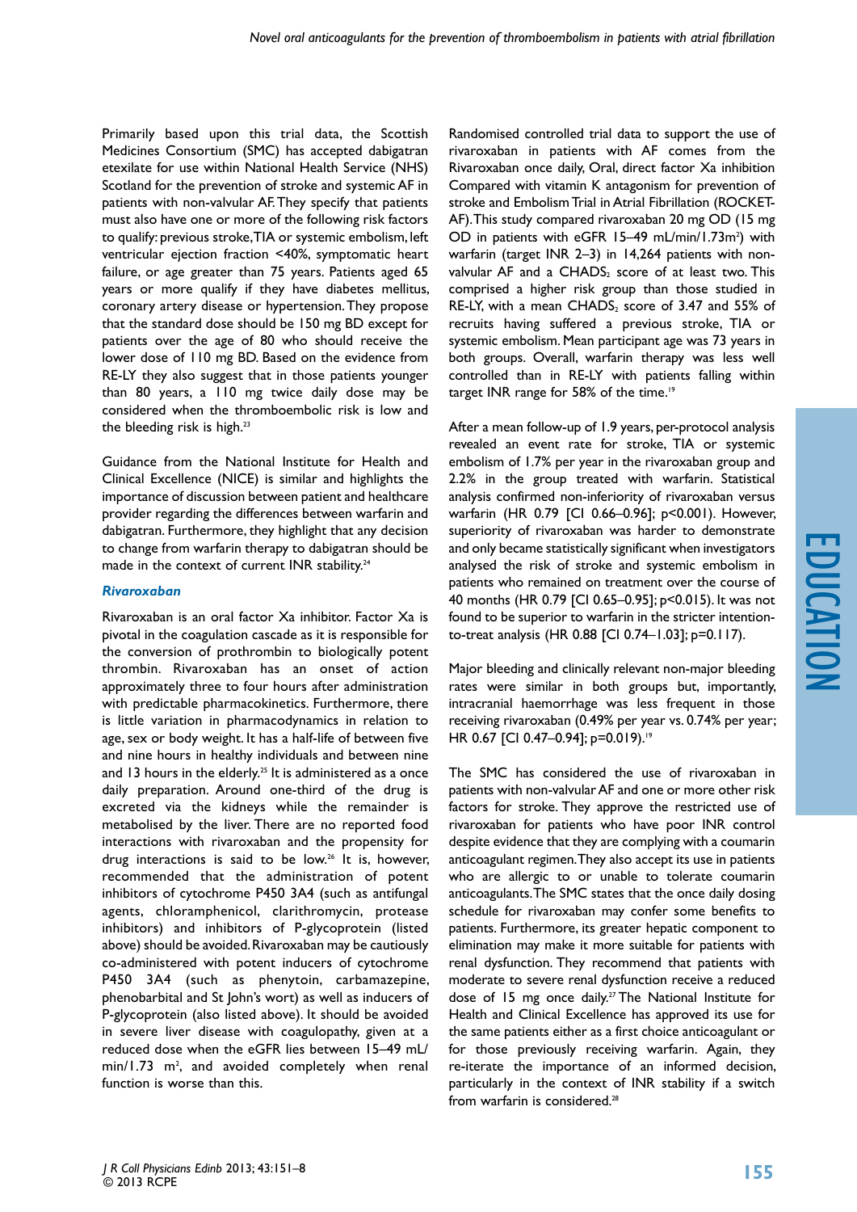Primarily based upon this trial data, the Scottish Medicines Consortium (SMC) has accepted dabigatran etexilate for use within National Health Service (NHS) Scotland for the prevention of stroke and systemic AF in patients with non-valvular AF. They specify that patients must also have one or more of the following risk factors to qualify: previous stroke, TIA or systemic embolism, left ventricular ejection fraction <40%, symptomatic heart failure, or age greater than 75 years. Patients aged 65 years or more qualify if they have diabetes mellitus, coronary artery disease or hypertension. They propose that the standard dose should be 150 mg BD except for patients over the age of 80 who should receive the lower dose of 110 mg BD. Based on the evidence from RE-LY they also suggest that in those patients younger than 80 years, a 110 mg twice daily dose may be considered when the thromboembolic risk is low and the bleeding risk is high.[23]

Guidance from the National Institute for Health and Clinical Excellence (NICE) is similar and highlights the importance of discussion between patient and healthcare provider regarding the differences between warfarin and dabigatran. Furthermore, they highlight that any decision to change from warfarin therapy to dabigatran should be made in the context of current INR stability.[24]

### *Rivaroxaban*

Rivaroxaban is an oral factor Xa inhibitor. Factor Xa is pivotal in the coagulation cascade as it is responsible for the conversion of prothrombin to biologically potent thrombin. Rivaroxaban has an onset of action approximately three to four hours after administration with predictable pharmacokinetics. Furthermore, there is little variation in pharmacodynamics in relation to age, sex or body weight. It has a half-life of between five and nine hours in healthy individuals and between nine and 13 hours in the elderly.[25] It is administered as a once daily preparation. Around one-third of the drug is excreted via the kidneys while the remainder is metabolised by the liver. There are no reported food interactions with rivaroxaban and the propensity for drug interactions is said to be low.[26] It is, however, recommended that the administration of potent inhibitors of cytochrome P450 3A4 (such as antifungal agents, chloramphenicol, clarithromycin, protease inhibitors) and inhibitors of P-glycoprotein (listed above) should be avoided. Rivaroxaban may be cautiously co-administered with potent inducers of cytochrome P450 3A4 (such as phenytoin, carbamazepine, phenobarbital and St John's wort) as well as inducers of P-glycoprotein (also listed above). It should be avoided in severe liver disease with coagulopathy, given at a reduced dose when the eGFR lies between 15–49 mL/min/1.73 $m^2$, and avoided completely when renal function is worse than this.

Randomised controlled trial data to support the use of rivaroxaban in patients with AF comes from the Rivaroxaban once daily, Oral, direct factor Xa inhibition Compared with vitamin K antagonism for prevention of stroke and Embolism Trial in Atrial Fibrillation (ROCKET-AF). This study compared rivaroxaban 20 mg OD (15 mg OD in patients with eGFR 15–49 mL/min/1.73$m^2$) with warfarin (target INR 2–3) in 14,264 patients with non-valvular AF and a $CHADS_2$ score of at least two. This comprised a higher risk group than those studied in RE-LY, with a mean $CHADS_2$ score of 3.47 and 55% of recruits having suffered a previous stroke, TIA or systemic embolism. Mean participant age was 73 years in both groups. Overall, warfarin therapy was less well controlled than in RE-LY with patients falling within target INR range for 58% of the time.[19]

After a mean follow-up of 1.9 years, per-protocol analysis revealed an event rate for stroke, TIA or systemic embolism of 1.7% per year in the rivaroxaban group and 2.2% in the group treated with warfarin. Statistical analysis confirmed non-inferiority of rivaroxaban versus warfarin (HR 0.79 [CI 0.66–0.96]; $p<0.001$). However, superiority of rivaroxaban was harder to demonstrate and only became statistically significant when investigators analysed the risk of stroke and systemic embolism in patients who remained on treatment over the course of 40 months (HR 0.79 [CI 0.65–0.95]; $p<0.015$). It was not found to be superior to warfarin in the stricter intention-to-treat analysis (HR 0.88 [CI 0.74–1.03]; $p=0.117$).

Major bleeding and clinically relevant non-major bleeding rates were similar in both groups but, importantly, intracranial haemorrhage was less frequent in those receiving rivaroxaban (0.49% per year vs. 0.74% per year; HR 0.67 [CI 0.47–0.94]; $p=0.019$).[19]

The SMC has considered the use of rivaroxaban in patients with non-valvular AF and one or more other risk factors for stroke. They approve the restricted use of rivaroxaban for patients who have poor INR control despite evidence that they are complying with a coumarin anticoagulant regimen. They also accept its use in patients who are allergic to or unable to tolerate coumarin anticoagulants. The SMC states that the once daily dosing schedule for rivaroxaban may confer some benefits to patients. Furthermore, its greater hepatic component to elimination may make it more suitable for patients with renal dysfunction. They recommend that patients with moderate to severe renal dysfunction receive a reduced dose of 15 mg once daily.[27] The National Institute for Health and Clinical Excellence has approved its use for the same patients either as a first choice anticoagulant or for those previously receiving warfarin. Again, they re-iterate the importance of an informed decision, particularly in the context of INR stability if a switch from warfarin is considered.[28]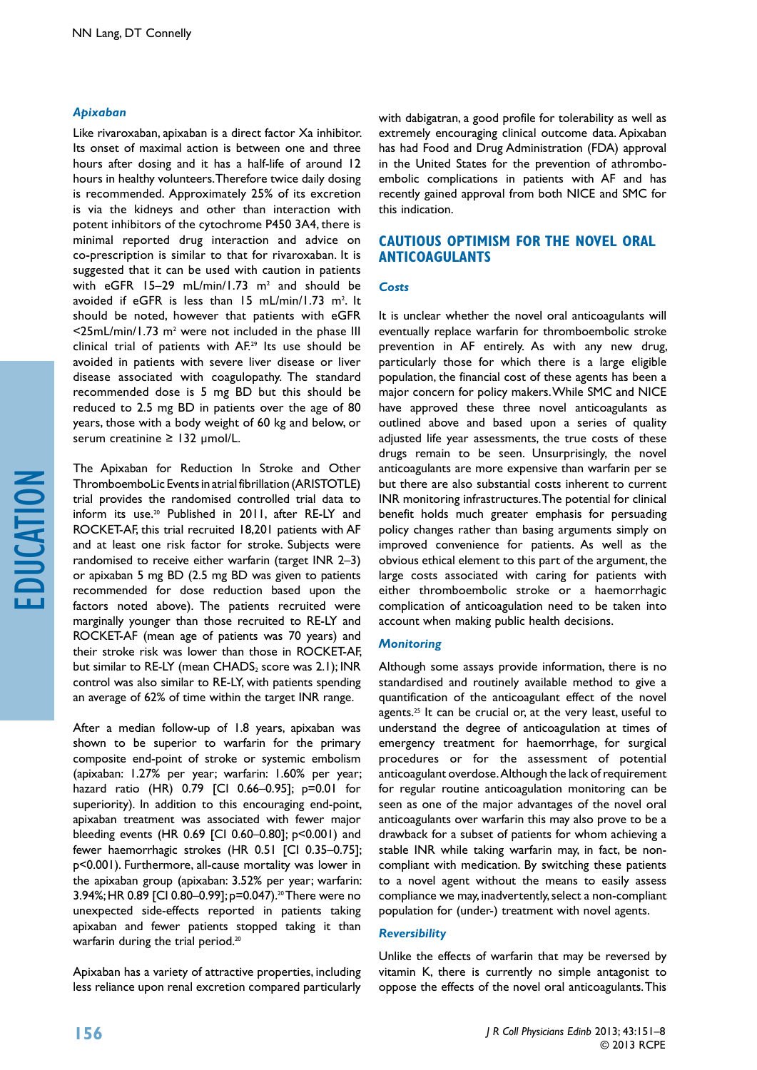### *Apixaban*

Like rivaroxaban, apixaban is a direct factor Xa inhibitor. Its onset of maximal action is between one and three hours after dosing and it has a half-life of around 12 hours in healthy volunteers. Therefore twice daily dosing is recommended. Approximately 25% of its excretion is via the kidneys and other than interaction with potent inhibitors of the cytochrome P450 3A4, there is minimal reported drug interaction and advice on co-prescription is similar to that for rivaroxaban. It is suggested that it can be used with caution in patients with eGFR 15–29 mL/min/1.73 $m^2$ and should be avoided if eGFR is less than 15 mL/min/1.73 $m^2$. It should be noted, however that patients with eGFR <25mL/min/1.73 $m^2$ were not included in the phase III clinical trial of patients with AF.[29] Its use should be avoided in patients with severe liver disease or liver disease associated with coagulopathy. The standard recommended dose is 5 mg BD but this should be reduced to 2.5 mg BD in patients over the age of 80 years, those with a body weight of 60 kg and below, or serum creatinine ≥ 132 µmol/L.

The Apixaban for Reduction In Stroke and Other ThromboemboLic Events in atrial fibrillation (ARISTOTLE) trial provides the randomised controlled trial data to inform its use.[20] Published in 2011, after RE-LY and ROCKET-AF, this trial recruited 18,201 patients with AF and at least one risk factor for stroke. Subjects were randomised to receive either warfarin (target INR 2–3) or apixaban 5 mg BD (2.5 mg BD was given to patients recommended for dose reduction based upon the factors noted above). The patients recruited were marginally younger than those recruited to RE-LY and ROCKET-AF (mean age of patients was 70 years) and their stroke risk was lower than those in ROCKET-AF, but similar to RE-LY (mean $CHADS_2$ score was 2.1); INR control was also similar to RE-LY, with patients spending an average of 62% of time within the target INR range.

After a median follow-up of 1.8 years, apixaban was shown to be superior to warfarin for the primary composite end-point of stroke or systemic embolism (apixaban: 1.27% per year; warfarin: 1.60% per year; hazard ratio (HR) 0.79 [CI 0.66–0.95]; p=0.01 for superiority). In addition to this encouraging end-point, apixaban treatment was associated with fewer major bleeding events (HR 0.69 [CI 0.60–0.80]; p<0.001) and fewer haemorrhagic strokes (HR 0.51 [CI 0.35–0.75]; p<0.001). Furthermore, all-cause mortality was lower in the apixaban group (apixaban: 3.52% per year; warfarin: 3.94%; HR 0.89 [CI 0.80–0.99]; p=0.047).[20] There were no unexpected side-effects reported in patients taking apixaban and fewer patients stopped taking it than warfarin during the trial period.[20]

Apixaban has a variety of attractive properties, including less reliance upon renal excretion compared particularly with dabigatran, a good profile for tolerability as well as extremely encouraging clinical outcome data. Apixaban has had Food and Drug Administration (FDA) approval in the United States for the prevention of athromboembolic complications in patients with AF and has recently gained approval from both NICE and SMC for this indication.

## CAUTIOUS OPTIMISM FOR THE NOVEL ORAL ANTICOAGULANTS

### *Costs*

It is unclear whether the novel oral anticoagulants will eventually replace warfarin for thromboembolic stroke prevention in AF entirely. As with any new drug, particularly those for which there is a large eligible population, the financial cost of these agents has been a major concern for policy makers. While SMC and NICE have approved these three novel anticoagulants as outlined above and based upon a series of quality adjusted life year assessments, the true costs of these drugs remain to be seen. Unsurprisingly, the novel anticoagulants are more expensive than warfarin per se but there are also substantial costs inherent to current INR monitoring infrastructures. The potential for clinical benefit holds much greater emphasis for persuading policy changes rather than basing arguments simply on improved convenience for patients. As well as the obvious ethical element to this part of the argument, the large costs associated with caring for patients with either thromboembolic stroke or a haemorrhagic complication of anticoagulation need to be taken into account when making public health decisions.

### *Monitoring*

Although some assays provide information, there is no standardised and routinely available method to give a quantification of the anticoagulant effect of the novel agents.[25] It can be crucial or, at the very least, useful to understand the degree of anticoagulation at times of emergency treatment for haemorrhage, for surgical procedures or for the assessment of potential anticoagulant overdose. Although the lack of requirement for regular routine anticoagulation monitoring can be seen as one of the major advantages of the novel oral anticoagulants over warfarin this may also prove to be a drawback for a subset of patients for whom achieving a stable INR while taking warfarin may, in fact, be non-compliant with medication. By switching these patients to a novel agent without the means to easily assess compliance we may, inadvertently, select a non-compliant population for (under-) treatment with novel agents.

### *Reversibility*

Unlike the effects of warfarin that may be reversed by vitamin K, there is currently no simple antagonist to oppose the effects of the novel oral anticoagulants. This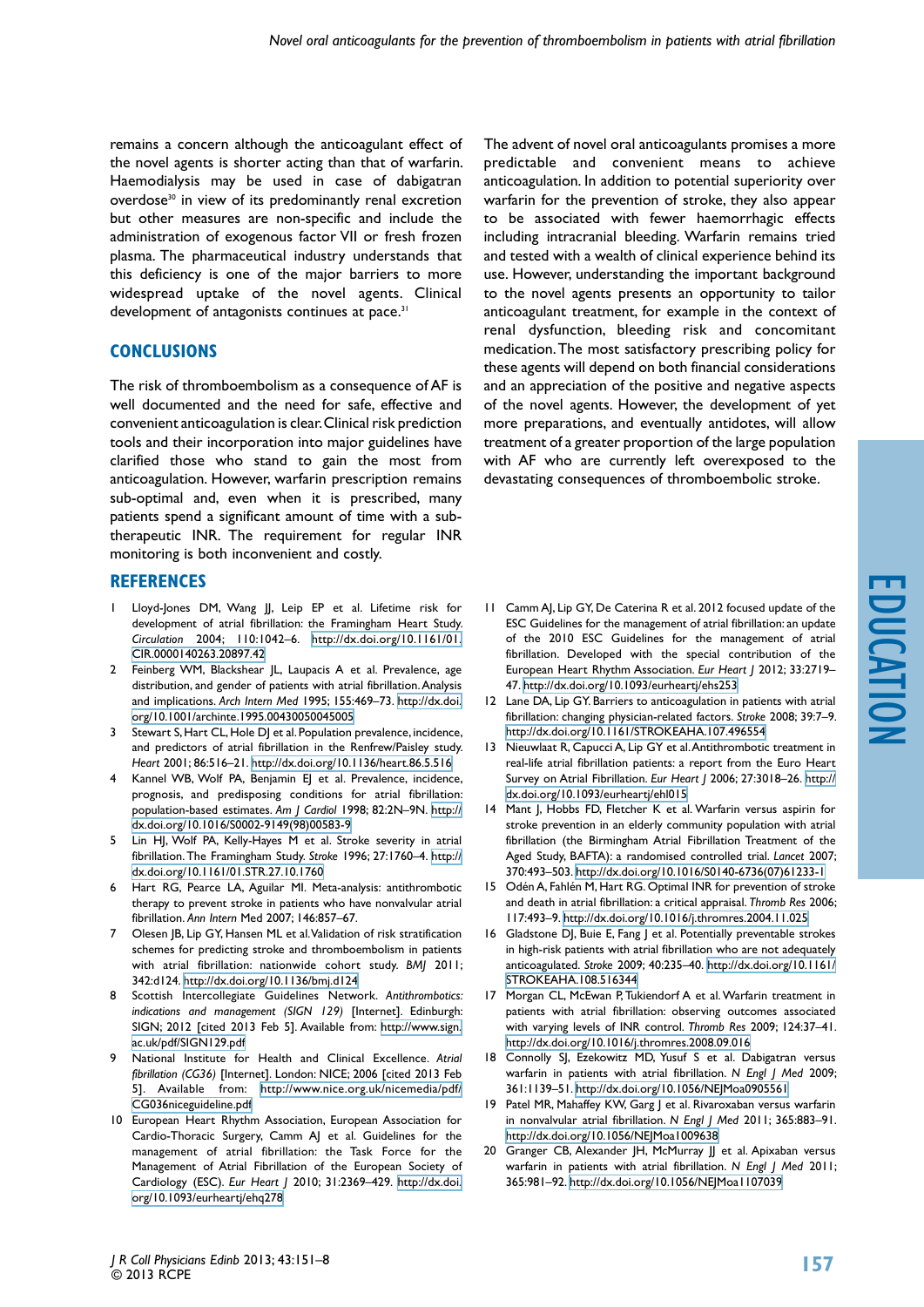remains a concern although the anticoagulant effect of the novel agents is shorter acting than that of warfarin. Haemodialysis may be used in case of dabigatran overdose[30] in view of its predominantly renal excretion but other measures are non-specific and include the administration of exogenous factor VII or fresh frozen plasma. The pharmaceutical industry understands that this deficiency is one of the major barriers to more widespread uptake of the novel agents. Clinical development of antagonists continues at pace.[31]

## CONCLUSIONS

The risk of thromboembolism as a consequence of AF is well documented and the need for safe, effective and convenient anticoagulation is clear. Clinical risk prediction tools and their incorporation into major guidelines have clarified those who stand to gain the most from anticoagulation. However, warfarin prescription remains sub-optimal and, even when it is prescribed, many patients spend a significant amount of time with a sub-therapeutic INR. The requirement for regular INR monitoring is both inconvenient and costly.

The advent of novel oral anticoagulants promises a more predictable and convenient means to achieve anticoagulation. In addition to potential superiority over warfarin for the prevention of stroke, they also appear to be associated with fewer haemorrhagic effects including intracranial bleeding. Warfarin remains tried and tested with a wealth of clinical experience behind its use. However, understanding the important background to the novel agents presents an opportunity to tailor anticoagulant treatment, for example in the context of renal dysfunction, bleeding risk and concomitant medication. The most satisfactory prescribing policy for these agents will depend on both financial considerations and an appreciation of the positive and negative aspects of the novel agents. However, the development of yet more preparations, and eventually antidotes, will allow treatment of a greater proportion of the large population with AF who are currently left overexposed to the devastating consequences of thromboembolic stroke.

## REFERENCES

1. Lloyd-Jones DM, Wang JJ, Leip EP et al. Lifetime risk for development of atrial fibrillation: the Framingham Heart Study. *Circulation* 2004; 110:1042–6. http://dx.doi.org/10.1161/01.CIR.0000140263.20897.42
2. Feinberg WM, Blackshear JL, Laupacis A et al. Prevalence, age distribution, and gender of patients with atrial fibrillation. Analysis and implications. *Arch Intern Med* 1995; 155:469–73. http://dx.doi.org/10.1001/archinte.1995.00430050045005
3. Stewart S, Hart CL, Hole DJ et al. Population prevalence, incidence, and predictors of atrial fibrillation in the Renfrew/Paisley study. *Heart* 2001; 86:516–21. http://dx.doi.org/10.1136/heart.86.5.516
4. Kannel WB, Wolf PA, Benjamin EJ et al. Prevalence, incidence, prognosis, and predisposing conditions for atrial fibrillation: population-based estimates. *Am J Cardiol* 1998; 82:2N–9N. http://dx.doi.org/10.1016/S0002-9149(98)00583-9
5. Lin HJ, Wolf PA, Kelly-Hayes M et al. Stroke severity in atrial fibrillation. The Framingham Study. *Stroke* 1996; 27:1760–4. http://dx.doi.org/10.1161/01.STR.27.10.1760
6. Hart RG, Pearce LA, Aguilar MI. Meta-analysis: antithrombotic therapy to prevent stroke in patients who have nonvalvular atrial fibrillation. *Ann Intern* Med 2007; 146:857–67.
7. Olesen JB, Lip GY, Hansen ML et al. Validation of risk stratification schemes for predicting stroke and thromboembolism in patients with atrial fibrillation: nationwide cohort study. *BMJ* 2011; 342:d124. http://dx.doi.org/10.1136/bmj.d124
8. Scottish Intercollegiate Guidelines Network. *Antithrombotics: indications and management (SIGN 129)* [Internet]. Edinburgh: SIGN; 2012 [cited 2013 Feb 5]. Available from: http://www.sign.ac.uk/pdf/SIGN129.pdf
9. National Institute for Health and Clinical Excellence. *Atrial fibrillation (CG36)* [Internet]. London: NICE; 2006 [cited 2013 Feb 5]. Available from: http://www.nice.org.uk/nicemedia/pdf/CG036niceguideline.pdf
10. European Heart Rhythm Association, European Association for Cardio-Thoracic Surgery, Camm AJ et al. Guidelines for the management of atrial fibrillation: the Task Force for the Management of Atrial Fibrillation of the European Society of Cardiology (ESC). *Eur Heart J* 2010; 31:2369–429. http://dx.doi.org/10.1093/eurheartj/ehq278
11. Camm AJ, Lip GY, De Caterina R et al. 2012 focused update of the ESC Guidelines for the management of atrial fibrillation: an update of the 2010 ESC Guidelines for the management of atrial fibrillation. Developed with the special contribution of the European Heart Rhythm Association. *Eur Heart J* 2012; 33:2719–47. http://dx.doi.org/10.1093/eurheartj/ehs253
12. Lane DA, Lip GY. Barriers to anticoagulation in patients with atrial fibrillation: changing physician-related factors. *Stroke* 2008; 39:7–9. http://dx.doi.org/10.1161/STROKEAHA.107.496554
13. Nieuwlaat R, Capucci A, Lip GY et al. Antithrombotic treatment in real-life atrial fibrillation patients: a report from the Euro Heart Survey on Atrial Fibrillation. *Eur Heart J* 2006; 27:3018–26. http://dx.doi.org/10.1093/eurheartj/ehl015
14. Mant J, Hobbs FD, Fletcher K et al. Warfarin versus aspirin for stroke prevention in an elderly community population with atrial fibrillation (the Birmingham Atrial Fibrillation Treatment of the Aged Study, BAFTA): a randomised controlled trial. *Lancet* 2007; 370:493–503. http://dx.doi.org/10.1016/S0140-6736(07)61233-1
15. Odén A, Fahlén M, Hart RG. Optimal INR for prevention of stroke and death in atrial fibrillation: a critical appraisal. *Thromb Res* 2006; 117:493–9. http://dx.doi.org/10.1016/j.thromres.2004.11.025
16. Gladstone DJ, Buie E, Fang J et al. Potentially preventable strokes in high-risk patients with atrial fibrillation who are not adequately anticoagulated. *Stroke* 2009; 40:235–40. http://dx.doi.org/10.1161/STROKEAHA.108.516344
17. Morgan CL, McEwan P, Tukiendorf A et al. Warfarin treatment in patients with atrial fibrillation: observing outcomes associated with varying levels of INR control. *Thromb Res* 2009; 124:37–41. http://dx.doi.org/10.1016/j.thromres.2008.09.016
18. Connolly SJ, Ezekowitz MD, Yusuf S et al. Dabigatran versus warfarin in patients with atrial fibrillation. *N Engl J Med* 2009; 361:1139–51. http://dx.doi.org/10.1056/NEJMoa0905561
19. Patel MR, Mahaffey KW, Garg J et al. Rivaroxaban versus warfarin in nonvalvular atrial fibrillation. *N Engl J Med* 2011; 365:883–91. http://dx.doi.org/10.1056/NEJMoa1009638
20. Granger CB, Alexander JH, McMurray JJ et al. Apixaban versus warfarin in patients with atrial fibrillation. *N Engl J Med* 2011; 365:981–92. http://dx.doi.org/10.1056/NEJMoa1107039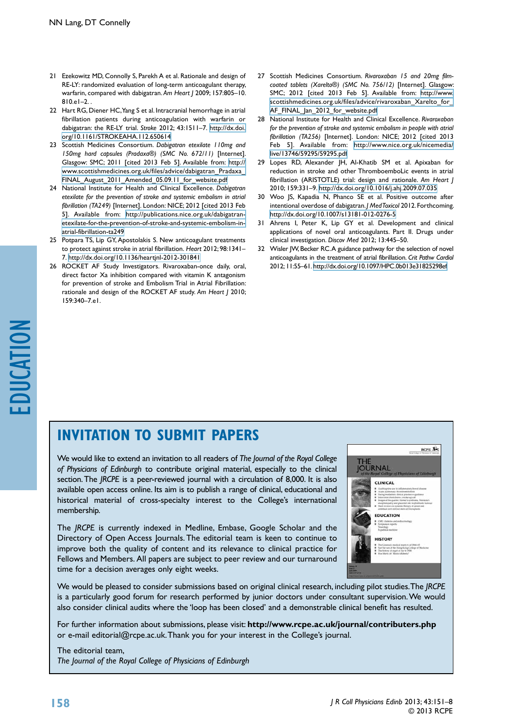21 Ezekowitz MD, Connolly S, Parekh A et al. Rationale and design of RE-LY: randomized evaluation of long-term anticoagulant therapy, warfarin, compared with dabigatran. *Am Heart J* 2009; 157:805–10. 810.e1–2. .

22 Hart RG, Diener HC, Yang S et al. Intracranial hemorrhage in atrial fibrillation patients during anticoagulation with warfarin or dabigatran: the RE-LY trial. *Stroke* 2012; 43:1511–7. http://dx.doi.org/10.1161/STROKEAHA.112.650614

23 Scottish Medicines Consortium. *Dabigatran etexilate 110mg and 150mg hard capsules (Pradaxa®) (SMC No. 672/11)* [Internet]. Glasgow: SMC; 2011 [cited 2013 Feb 5]. Available from: http://www.scottishmedicines.org.uk/files/advice/dabigatran_Pradaxa_FINAL_August_2011_Amended_05.09.11_for_website.pdf

24 National Institute for Health and Clinical Excellence. *Dabigatran etexilate for the prevention of stroke and systemic embolism in atrial fibrillation (TA249)* [Internet]. London: NICE; 2012 [cited 2013 Feb 5]. Available from: http://publications.nice.org.uk/dabigatran-etexilate-for-the-prevention-of-stroke-and-systemic-embolism-in-atrial-fibrillation-ta249

25 Potpara TS, Lip GY, Apostolakis S. New anticoagulant treatments to protect against stroke in atrial fibrillation. *Heart* 2012; 98:1341–7. http://dx.doi.org/10.1136/heartjnl-2012-301841

26 ROCKET AF Study Investigators. Rivaroxaban-once daily, oral, direct factor Xa inhibition compared with vitamin K antagonism for prevention of stroke and Embolism Trial in Atrial Fibrillation: rationale and design of the ROCKET AF study. *Am Heart J* 2010; 159:340–7.e1.

27 Scottish Medicines Consortium. *Rivaroxaban 15 and 20mg film-coated tablets (Xarelto®) (SMC No. 756/12)* [Internet]. Glasgow: SMC; 2012 [cited 2013 Feb 5]. Available from: http://www.scottishmedicines.org.uk/files/advice/rivaroxaban_Xarelto_for_AF_FINAL_Jan_2012_for_website.pdf

28 National Institute for Health and Clinical Excellence. *Rivaroxaban for the prevention of stroke and systemic embolism in people with atrial fibrillation (TA256)* [Internet]. London: NICE; 2012 [cited 2013 Feb 5]. Available from: http://www.nice.org.uk/nicemedia/live/13746/59295/59295.pdf

29 Lopes RD, Alexander JH, Al-Khatib SM et al. Apixaban for reduction in stroke and other ThromboemboLic events in atrial fibrillation (ARISTOTLE) trial: design and rationale. *Am Heart J* 2010; 159:331–9. http://dx.doi.org/10.1016/j.ahj.2009.07.035

30 Woo JS, Kapadia N, Phanco SE et al. Positive outcome after intentional overdose of dabigatran. *J Med Toxicol* 2012. Forthcoming. http://dx.doi.org/10.1007/s13181-012-0276-5

31 Ahrens I, Peter K, Lip GY et al. Development and clinical applications of novel oral anticoagulants. Part II. Drugs under clinical investigation. *Discov Med* 2012; 13:445–50.

32 Wisler JW, Becker RC. A guidance pathway for the selection of novel anticoagulants in the treatment of atrial fibrillation. *Crit Pathw Cardiol* 2012; 11:55–61. http://dx.doi.org/10.1097/HPC.0b013e31825298ef

## INVITATION TO SUBMIT PAPERS

We would like to extend an invitation to all readers of *The Journal of the Royal College of Physicians of Edinburgh* to contribute original material, especially to the clinical section. The *JRCPE* is a peer-reviewed journal with a circulation of 8,000. It is also available open access online. Its aim is to publish a range of clinical, educational and historical material of cross-specialty interest to the College's international membership.

The *JRCPE* is currently indexed in Medline, Embase, Google Scholar and the Directory of Open Access Journals. The editorial team is keen to continue to improve both the quality of content and its relevance to clinical practice for Fellows and Members. All papers are subject to peer review and our turnaround time for a decision averages only eight weeks.

We would be pleased to consider submissions based on original clinical research, including pilot studies. The *JRCPE* is a particularly good forum for research performed by junior doctors under consultant supervision. We would also consider clinical audits where the 'loop has been closed' and a demonstrable clinical benefit has resulted.

For further information about submissions, please visit: **http://www.rcpe.ac.uk/journal/contributers.php** or e-mail editorial@rcpe.ac.uk. Thank you for your interest in the College's journal.

The editorial team,
*The Journal of the Royal College of Physicians of Edinburgh*